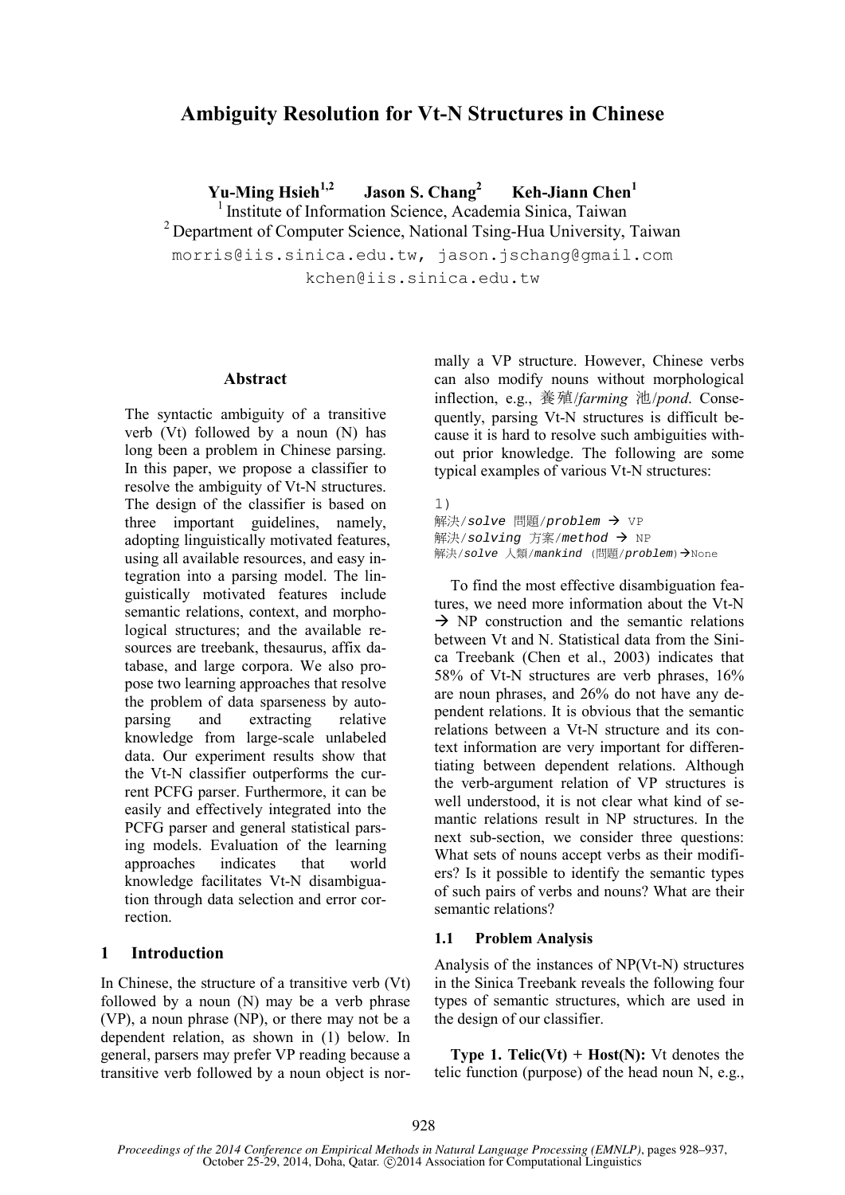# Ambiguity Resolution for Vt-N Structures in Chinese

**Yu-Ming Hsieh[1,2]  Jason S. Chang[2]  Keh-Jiann Chen[1]**

[1] Institute of Information Science, Academia Sinica, Taiwan

[2] Department of Computer Science, National Tsing-Hua University, Taiwan

morris@iis.sinica.edu.tw, jason.jschang@gmail.com

kchen@iis.sinica.edu.tw

## Abstract

The syntactic ambiguity of a transitive verb (Vt) followed by a noun (N) has long been a problem in Chinese parsing. In this paper, we propose a classifier to resolve the ambiguity of Vt-N structures. The design of the classifier is based on three important guidelines, namely, adopting linguistically motivated features, using all available resources, and easy integration into a parsing model. The linguistically motivated features include semantic relations, context, and morphological structures; and the available resources are treebank, thesaurus, affix database, and large corpora. We also propose two learning approaches that resolve the problem of data sparseness by auto-parsing and extracting relative knowledge from large-scale unlabeled data. Our experiment results show that the Vt-N classifier outperforms the current PCFG parser. Furthermore, it can be easily and effectively integrated into the PCFG parser and general statistical parsing models. Evaluation of the learning approaches indicates that world knowledge facilitates Vt-N disambiguation through data selection and error correction.

## 1 Introduction

In Chinese, the structure of a transitive verb (Vt) followed by a noun (N) may be a verb phrase (VP), a noun phrase (NP), or there may not be a dependent relation, as shown in (1) below. In general, parsers may prefer VP reading because a transitive verb followed by a noun object is normally a VP structure. However, Chinese verbs can also modify nouns without morphological inflection, e.g., 養殖/*farming* 池/*pond*. Consequently, parsing Vt-N structures is difficult because it is hard to resolve such ambiguities without prior knowledge. The following are some typical examples of various Vt-N structures:

```
1)
解決/solve 問題/problem → VP
解決/solving 方案/method → NP
解決/solve 人類/mankind (問題/problem)→None
```

To find the most effective disambiguation features, we need more information about the Vt-N → NP construction and the semantic relations between Vt and N. Statistical data from the Sinica Treebank (Chen et al., 2003) indicates that 58% of Vt-N structures are verb phrases, 16% are noun phrases, and 26% do not have any dependent relations. It is obvious that the semantic relations between a Vt-N structure and its context information are very important for differentiating between dependent relations. Although the verb-argument relation of VP structures is well understood, it is not clear what kind of semantic relations result in NP structures. In the next sub-section, we consider three questions: What sets of nouns accept verbs as their modifiers? Is it possible to identify the semantic types of such pairs of verbs and nouns? What are their semantic relations?

### 1.1 Problem Analysis

Analysis of the instances of NP(Vt-N) structures in the Sinica Treebank reveals the following four types of semantic structures, which are used in the design of our classifier.

**Type 1. Telic(Vt) + Host(N):** Vt denotes the telic function (purpose) of the head noun N, e.g.,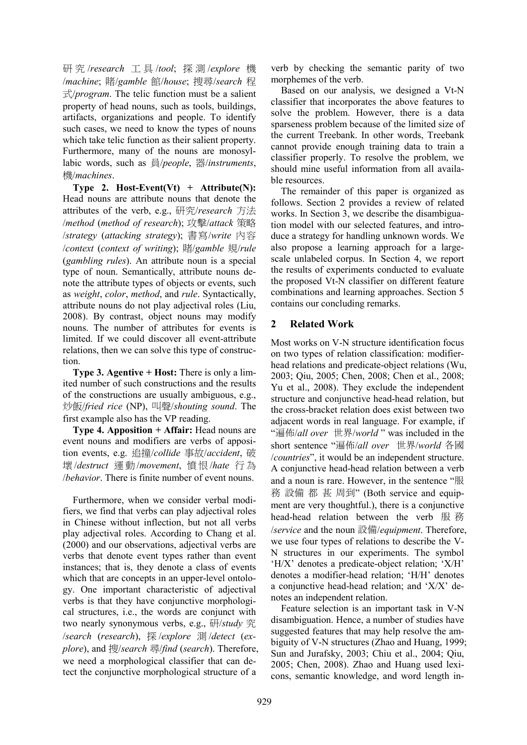研究/*research* 工具/*tool*; 探測/*explore* 機/*machine*; 賭/*gamble* 館/*house*; 搜尋/*search* 程式/*program*. The telic function must be a salient property of head nouns, such as tools, buildings, artifacts, organizations and people. To identify such cases, we need to know the types of nouns which take telic function as their salient property. Furthermore, many of the nouns are monosyllabic words, such as 員/*people*, 器/*instruments*, 機/*machines*.

**Type 2. Host-Event(Vt) + Attribute(N):** Head nouns are attribute nouns that denote the attributes of the verb, e.g., 研究/*research* 方法/*method* (*method of research*); 攻擊/*attack* 策略/*strategy* (*attacking strategy*); 書寫/*write* 內容/*context* (*context of writing*); 賭/*gamble* 規/*rule* (*gambling rules*). An attribute noun is a special type of noun. Semantically, attribute nouns denote the attribute types of objects or events, such as *weight*, *color*, *method*, and *rule*. Syntactically, attribute nouns do not play adjectival roles (Liu, 2008). By contrast, object nouns may modify nouns. The number of attributes for events is limited. If we could discover all event-attribute relations, then we can solve this type of construction.

**Type 3. Agentive + Host:** There is only a limited number of such constructions and the results of the constructions are usually ambiguous, e.g., 炒飯/*fried rice* (NP), 叫聲/*shouting sound*. The first example also has the VP reading.

**Type 4. Apposition + Affair:** Head nouns are event nouns and modifiers are verbs of apposition events, e.g. 追撞/*collide* 事故/*accident*, 破壞/*destruct* 運動/*movement*, 憤恨/*hate* 行為/*behavior*. There is finite number of event nouns.

Furthermore, when we consider verbal modifiers, we find that verbs can play adjectival roles in Chinese without inflection, but not all verbs play adjectival roles. According to Chang et al. (2000) and our observations, adjectival verbs are verbs that denote event types rather than event instances; that is, they denote a class of events which that are concepts in an upper-level ontology. One important characteristic of adjectival verbs is that they have conjunctive morphological structures, i.e., the words are conjunct with two nearly synonymous verbs, e.g., 研/*study* 究/*search* (*research*), 探/*explore* 測/*detect* (*explore*), and 搜/*search* 尋/*find* (*search*). Therefore, we need a morphological classifier that can detect the conjunctive morphological structure of a verb by checking the semantic parity of two morphemes of the verb.

Based on our analysis, we designed a Vt-N classifier that incorporates the above features to solve the problem. However, there is a data sparseness problem because of the limited size of the current Treebank. In other words, Treebank cannot provide enough training data to train a classifier properly. To resolve the problem, we should mine useful information from all available resources.

The remainder of this paper is organized as follows. Section 2 provides a review of related works. In Section 3, we describe the disambiguation model with our selected features, and introduce a strategy for handling unknown words. We also propose a learning approach for a large-scale unlabeled corpus. In Section 4, we report the results of experiments conducted to evaluate the proposed Vt-N classifier on different feature combinations and learning approaches. Section 5 contains our concluding remarks.

## 2 Related Work

Most works on V-N structure identification focus on two types of relation classification: modifier-head relations and predicate-object relations (Wu, 2003; Qiu, 2005; Chen, 2008; Chen et al., 2008; Yu et al., 2008). They exclude the independent structure and conjunctive head-head relation, but the cross-bracket relation does exist between two adjacent words in real language. For example, if "遍佈/*all over* 世界/*world*" was included in the short sentence "遍佈/*all over* 世界/*world* 各國/*countries*", it would be an independent structure. A conjunctive head-head relation between a verb and a noun is rare. However, in the sentence "服務 設備 都 甚 周到" (Both service and equipment are very thoughtful.), there is a conjunctive head-head relation between the verb 服務/*service* and the noun 設備/*equipment*. Therefore, we use four types of relations to describe the V-N structures in our experiments. The symbol 'H/X' denotes a predicate-object relation; 'X/H' denotes a modifier-head relation; 'H/H' denotes a conjunctive head-head relation; and 'X/X' denotes an independent relation.

Feature selection is an important task in V-N disambiguation. Hence, a number of studies have suggested features that may help resolve the ambiguity of V-N structures (Zhao and Huang, 1999; Sun and Jurafsky, 2003; Chiu et al., 2004; Qiu, 2005; Chen, 2008). Zhao and Huang used lexicons, semantic knowledge, and word length in-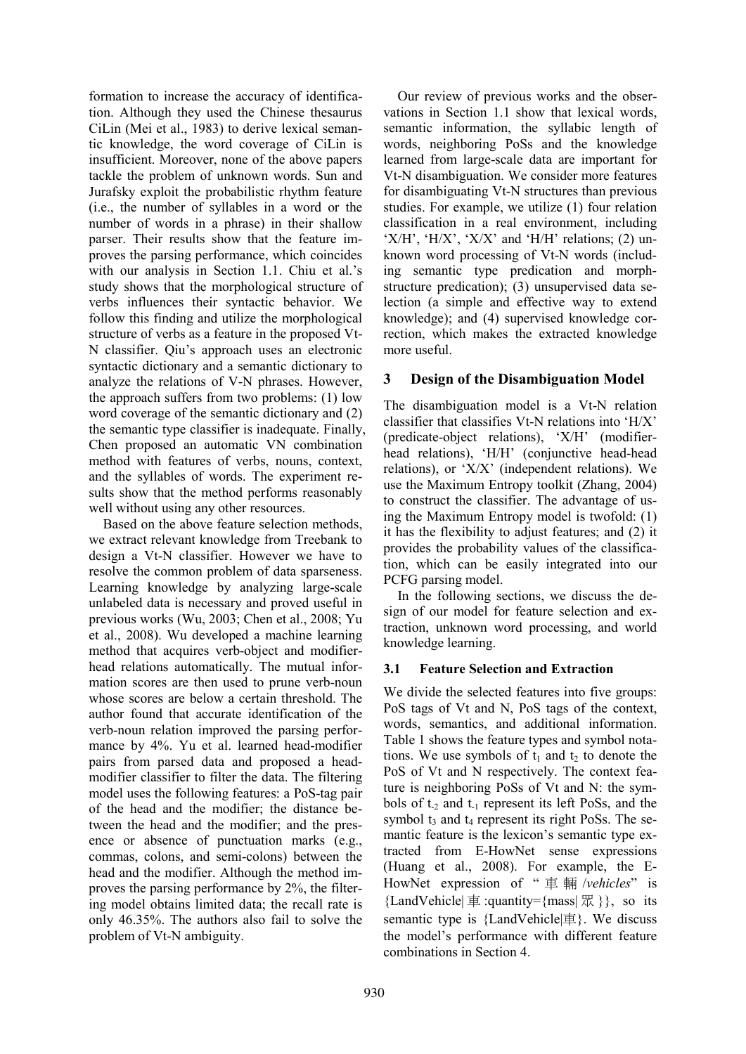formation to increase the accuracy of identification. Although they used the Chinese thesaurus CiLin (Mei et al., 1983) to derive lexical semantic knowledge, the word coverage of CiLin is insufficient. Moreover, none of the above papers tackle the problem of unknown words. Sun and Jurafsky exploit the probabilistic rhythm feature (i.e., the number of syllables in a word or the number of words in a phrase) in their shallow parser. Their results show that the feature improves the parsing performance, which coincides with our analysis in Section 1.1. Chiu et al.'s study shows that the morphological structure of verbs influences their syntactic behavior. We follow this finding and utilize the morphological structure of verbs as a feature in the proposed Vt-N classifier. Qiu's approach uses an electronic syntactic dictionary and a semantic dictionary to analyze the relations of V-N phrases. However, the approach suffers from two problems: (1) low word coverage of the semantic dictionary and (2) the semantic type classifier is inadequate. Finally, Chen proposed an automatic VN combination method with features of verbs, nouns, context, and the syllables of words. The experiment results show that the method performs reasonably well without using any other resources.

Based on the above feature selection methods, we extract relevant knowledge from Treebank to design a Vt-N classifier. However we have to resolve the common problem of data sparseness. Learning knowledge by analyzing large-scale unlabeled data is necessary and proved useful in previous works (Wu, 2003; Chen et al., 2008; Yu et al., 2008). Wu developed a machine learning method that acquires verb-object and modifier-head relations automatically. The mutual information scores are then used to prune verb-noun whose scores are below a certain threshold. The author found that accurate identification of the verb-noun relation improved the parsing performance by 4%. Yu et al. learned head-modifier pairs from parsed data and proposed a head-modifier classifier to filter the data. The filtering model uses the following features: a PoS-tag pair of the head and the modifier; the distance between the head and the modifier; and the presence or absence of punctuation marks (e.g., commas, colons, and semi-colons) between the head and the modifier. Although the method improves the parsing performance by 2%, the filtering model obtains limited data; the recall rate is only 46.35%. The authors also fail to solve the problem of Vt-N ambiguity.

Our review of previous works and the observations in Section 1.1 show that lexical words, semantic information, the syllabic length of words, neighboring PoSs and the knowledge learned from large-scale data are important for Vt-N disambiguation. We consider more features for disambiguating Vt-N structures than previous studies. For example, we utilize (1) four relation classification in a real environment, including 'X/H', 'H/X', 'X/X' and 'H/H' relations; (2) unknown word processing of Vt-N words (including semantic type predication and morph-structure predication); (3) unsupervised data selection (a simple and effective way to extend knowledge); and (4) supervised knowledge correction, which makes the extracted knowledge more useful.

## 3 Design of the Disambiguation Model

The disambiguation model is a Vt-N relation classifier that classifies Vt-N relations into 'H/X' (predicate-object relations), 'X/H' (modifier-head relations), 'H/H' (conjunctive head-head relations), or 'X/X' (independent relations). We use the Maximum Entropy toolkit (Zhang, 2004) to construct the classifier. The advantage of using the Maximum Entropy model is twofold: (1) it has the flexibility to adjust features; and (2) it provides the probability values of the classification, which can be easily integrated into our PCFG parsing model.

In the following sections, we discuss the design of our model for feature selection and extraction, unknown word processing, and world knowledge learning.

### 3.1 Feature Selection and Extraction

We divide the selected features into five groups: PoS tags of Vt and N, PoS tags of the context, words, semantics, and additional information. Table 1 shows the feature types and symbol notations. We use symbols of $t_1$ and $t_2$ to denote the PoS of Vt and N respectively. The context feature is neighboring PoSs of Vt and N: the symbols of $t_{-2}$ and $t_{-1}$ represent its left PoSs, and the symbol $t_3$ and $t_4$ represent its right PoSs. The semantic feature is the lexicon's semantic type extracted from E-HowNet sense expressions (Huang et al., 2008). For example, the E-HowNet expression of "車輛/*vehicles*" is {LandVehicle|車:quantity={mass|眾}}, so its semantic type is {LandVehicle|車}. We discuss the model's performance with different feature combinations in Section 4.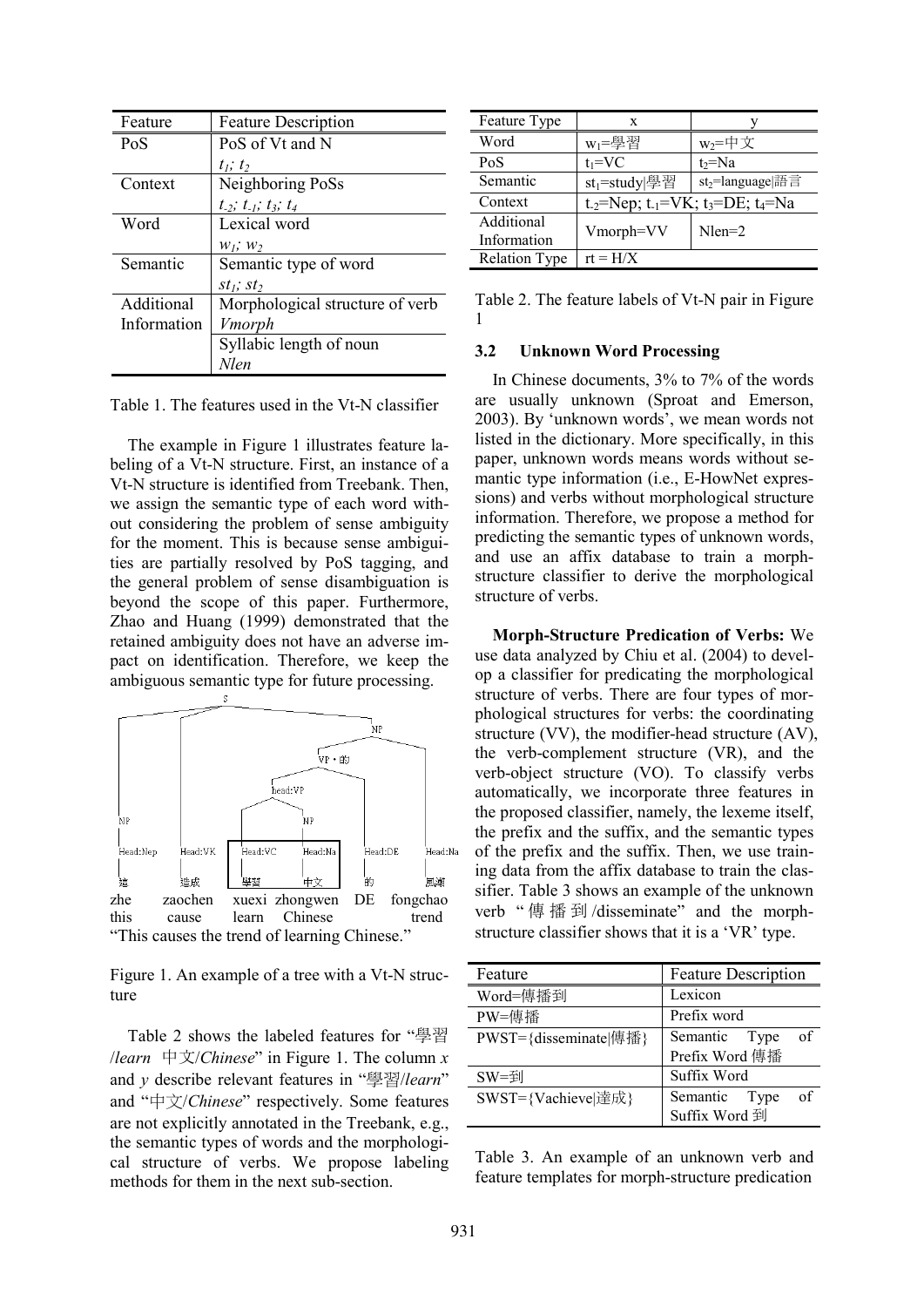| Feature | Feature Description |
|---|---|
| PoS | PoS of Vt and N |
| | $t_1$; $t_2$ |
| Context | Neighboring PoSs |
| | $t_{-2}$; $t_{-1}$; $t_3$; $t_4$ |
| Word | Lexical word |
| | $w_1$; $w_2$ |
| Semantic | Semantic type of word |
| | $st_1$; $st_2$ |
| Additional Information | Morphological structure of verb |
| | *Vmorph* |
| | Syllabic length of noun |
| | *Nlen* |

Table 1. The features used in the Vt-N classifier

The example in Figure 1 illustrates feature labeling of a Vt-N structure. First, an instance of a Vt-N structure is identified from Treebank. Then, we assign the semantic type of each word without considering the problem of sense ambiguity for the moment. This is because sense ambiguities are partially resolved by PoS tagging, and the general problem of sense disambiguation is beyond the scope of this paper. Furthermore, Zhao and Huang (1999) demonstrated that the retained ambiguity does not have an adverse impact on identification. Therefore, we keep the ambiguous semantic type for future processing.

zhe zaochen xuexi zhongwen DE fongchao
this cause learn Chinese trend
"This causes the trend of learning Chinese."

Figure 1. An example of a tree with a Vt-N structure

Table 2 shows the labeled features for "學習/*learn* 中文/*Chinese*" in Figure 1. The column *x* and *y* describe relevant features in "學習/*learn*" and "中文/*Chinese*" respectively. Some features are not explicitly annotated in the Treebank, e.g., the semantic types of words and the morphological structure of verbs. We propose labeling methods for them in the next sub-section.

| Feature Type | x | y |
|---|---|---|
| Word | $w_1$=學習 | $w_2$=中文 |
| PoS | $t_1$=VC | $t_2$=Na |
| Semantic | $st_1$=study\|學習 | $st_2$=language\|語言 |
| Context | $t_{-2}$=Nep; $t_{-1}$=VK; $t_3$=DE; $t_4$=Na | |
| Additional Information | Vmorph=VV | Nlen=2 |
| Relation Type | rt = H/X | |

Table 2. The feature labels of Vt-N pair in Figure 1

### 3.2 Unknown Word Processing

In Chinese documents, 3% to 7% of the words are usually unknown (Sproat and Emerson, 2003). By 'unknown words', we mean words not listed in the dictionary. More specifically, in this paper, unknown words means words without semantic type information (i.e., E-HowNet expressions) and verbs without morphological structure information. Therefore, we propose a method for predicting the semantic types of unknown words, and use an affix database to train a morph-structure classifier to derive the morphological structure of verbs.

**Morph-Structure Predication of Verbs:** We use data analyzed by Chiu et al. (2004) to develop a classifier for predicating the morphological structure of verbs. There are four types of morphological structures for verbs: the coordinating structure (VV), the modifier-head structure (AV), the verb-complement structure (VR), and the verb-object structure (VO). To classify verbs automatically, we incorporate three features in the proposed classifier, namely, the lexeme itself, the prefix and the suffix, and the semantic types of the prefix and the suffix. Then, we use training data from the affix database to train the classifier. Table 3 shows an example of the unknown verb "傳播到/disseminate" and the morph-structure classifier shows that it is a 'VR' type.

| Feature | Feature Description |
|---|---|
| Word=傳播到 | Lexicon |
| PW=傳播 | Prefix word |
| PWST={disseminate\|傳播} | Semantic Type of Prefix Word 傳播 |
| SW=到 | Suffix Word |
| SWST={Vachieve\|達成} | Semantic Type of Suffix Word 到 |

Table 3. An example of an unknown verb and feature templates for morph-structure predication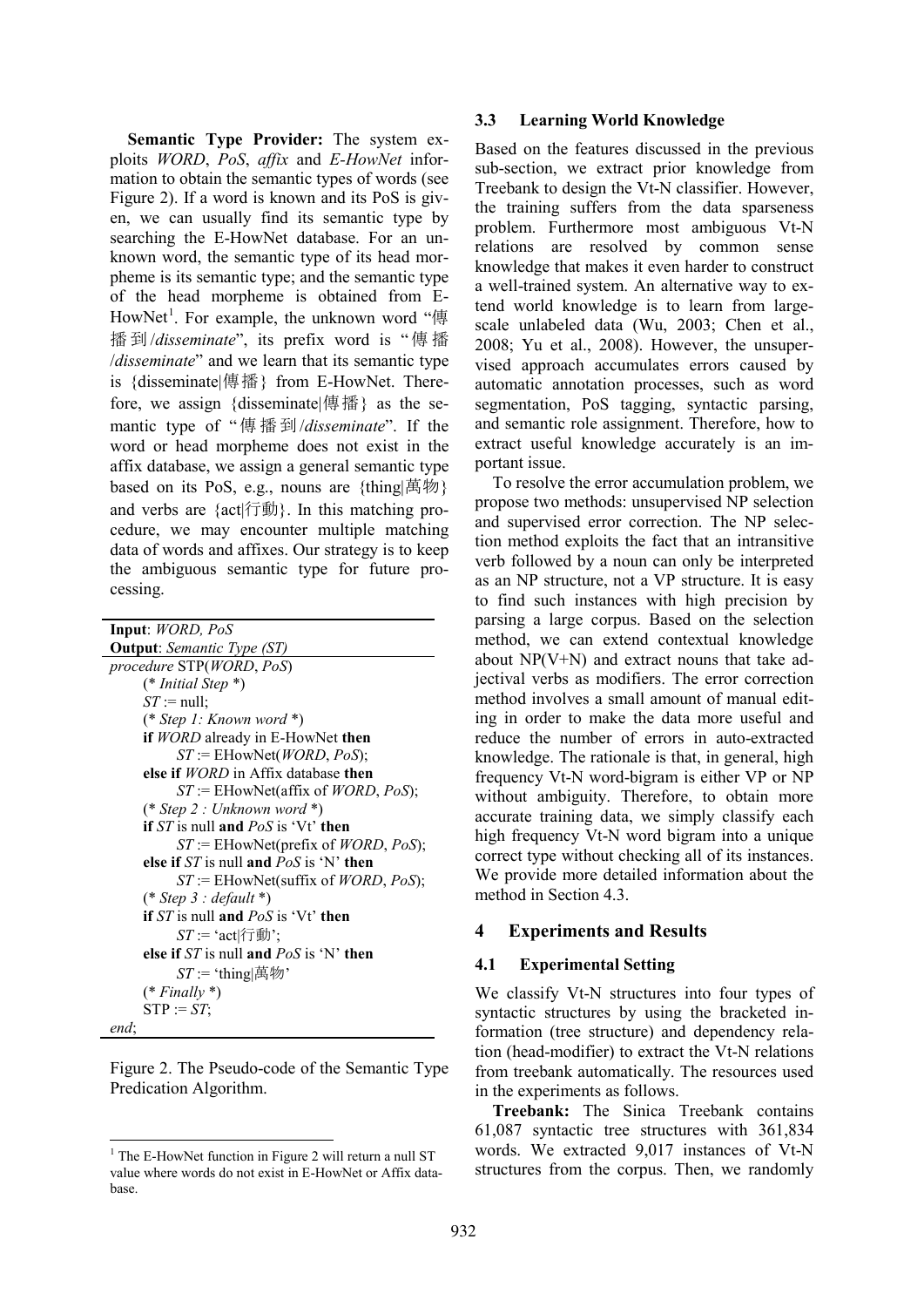**Semantic Type Provider:** The system exploits *WORD*, *PoS*, *affix* and *E-HowNet* information to obtain the semantic types of words (see Figure 2). If a word is known and its PoS is given, we can usually find its semantic type by searching the E-HowNet database. For an unknown word, the semantic type of its head morpheme is its semantic type; and the semantic type of the head morpheme is obtained from E-HowNet[1]. For example, the unknown word "傳播到/*disseminate*", its prefix word is "傳播/*disseminate*" and we learn that its semantic type is {disseminate|傳播} from E-HowNet. Therefore, we assign {disseminate|傳播} as the semantic type of "傳播到/*disseminate*". If the word or head morpheme does not exist in the affix database, we assign a general semantic type based on its PoS, e.g., nouns are {thing|萬物} and verbs are {act|行動}. In this matching procedure, we may encounter multiple matching data of words and affixes. Our strategy is to keep the ambiguous semantic type for future processing.

```
Input: WORD, PoS
Output: Semantic Type (ST)
procedure STP(WORD, PoS)
    (* Initial Step *)
    ST := null;
    (* Step 1: Known word *)
    if WORD already in E-HowNet then
        ST := EHowNet(WORD, PoS);
    else if WORD in Affix database then
        ST := EHowNet(affix of WORD, PoS);
    (* Step 2 : Unknown word *)
    if ST is null and PoS is 'Vt' then
        ST := EHowNet(prefix of WORD, PoS);
    else if ST is null and PoS is 'N' then
        ST := EHowNet(suffix of WORD, PoS);
    (* Step 3 : default *)
    if ST is null and PoS is 'Vt' then
        ST := 'act|行動';
    else if ST is null and PoS is 'N' then
        ST := 'thing|萬物'
    (* Finally *)
    STP := ST;
end;
```

Figure 2. The Pseudo-code of the Semantic Type Predication Algorithm.

[1] The E-HowNet function in Figure 2 will return a null ST value where words do not exist in E-HowNet or Affix database.

### 3.3 Learning World Knowledge

Based on the features discussed in the previous sub-section, we extract prior knowledge from Treebank to design the Vt-N classifier. However, the training suffers from the data sparseness problem. Furthermore most ambiguous Vt-N relations are resolved by common sense knowledge that makes it even harder to construct a well-trained system. An alternative way to extend world knowledge is to learn from large-scale unlabeled data (Wu, 2003; Chen et al., 2008; Yu et al., 2008). However, the unsupervised approach accumulates errors caused by automatic annotation processes, such as word segmentation, PoS tagging, syntactic parsing, and semantic role assignment. Therefore, how to extract useful knowledge accurately is an important issue.

To resolve the error accumulation problem, we propose two methods: unsupervised NP selection and supervised error correction. The NP selection method exploits the fact that an intransitive verb followed by a noun can only be interpreted as an NP structure, not a VP structure. It is easy to find such instances with high precision by parsing a large corpus. Based on the selection method, we can extend contextual knowledge about NP(V+N) and extract nouns that take adjectival verbs as modifiers. The error correction method involves a small amount of manual editing in order to make the data more useful and reduce the number of errors in auto-extracted knowledge. The rationale is that, in general, high frequency Vt-N word-bigram is either VP or NP without ambiguity. Therefore, to obtain more accurate training data, we simply classify each high frequency Vt-N word bigram into a unique correct type without checking all of its instances. We provide more detailed information about the method in Section 4.3.

## 4 Experiments and Results

### 4.1 Experimental Setting

We classify Vt-N structures into four types of syntactic structures by using the bracketed information (tree structure) and dependency relation (head-modifier) to extract the Vt-N relations from treebank automatically. The resources used in the experiments as follows.

**Treebank:** The Sinica Treebank contains 61,087 syntactic tree structures with 361,834 words. We extracted 9,017 instances of Vt-N structures from the corpus. Then, we randomly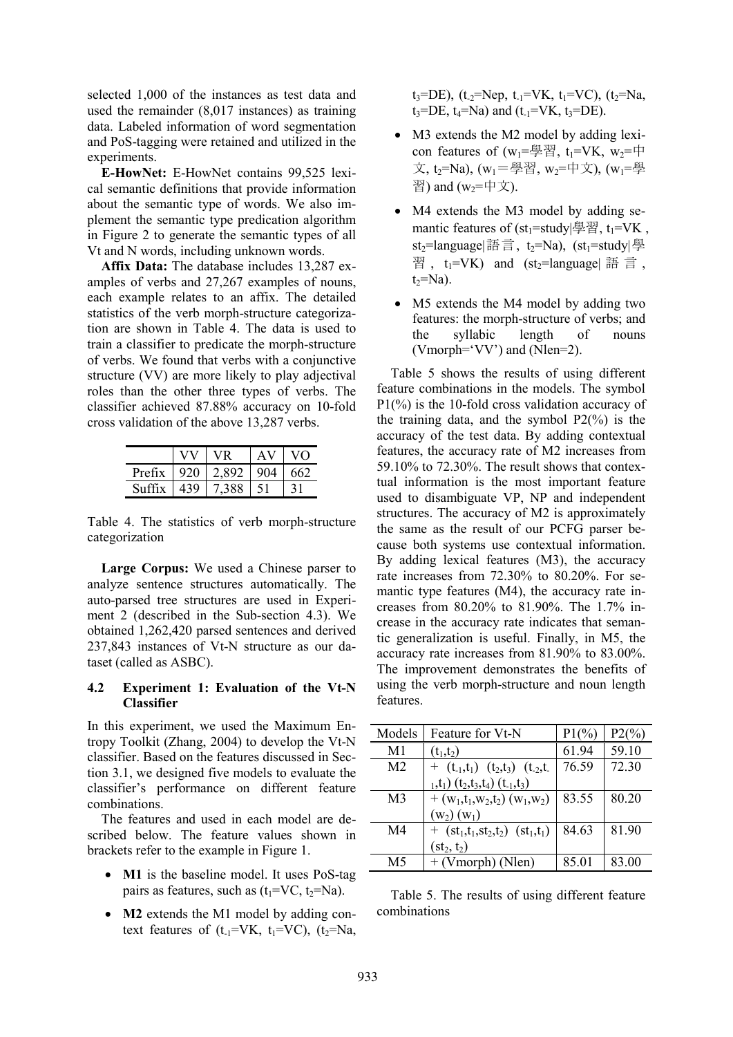selected 1,000 of the instances as test data and used the remainder (8,017 instances) as training data. Labeled information of word segmentation and PoS-tagging were retained and utilized in the experiments.

**E-HowNet:** E-HowNet contains 99,525 lexical semantic definitions that provide information about the semantic type of words. We also implement the semantic type predication algorithm in Figure 2 to generate the semantic types of all Vt and N words, including unknown words.

**Affix Data:** The database includes 13,287 examples of verbs and 27,267 examples of nouns, each example relates to an affix. The detailed statistics of the verb morph-structure categorization are shown in Table 4. The data is used to train a classifier to predicate the morph-structure of verbs. We found that verbs with a conjunctive structure (VV) are more likely to play adjectival roles than the other three types of verbs. The classifier achieved 87.88% accuracy on 10-fold cross validation of the above 13,287 verbs.

| | VV | VR | AV | VO |
|---|---|---|---|---|
| Prefix | 920 | 2,892 | 904 | 662 |
| Suffix | 439 | 7,388 | 51 | 31 |

Table 4. The statistics of verb morph-structure categorization

**Large Corpus:** We used a Chinese parser to analyze sentence structures automatically. The auto-parsed tree structures are used in Experiment 2 (described in the Sub-section 4.3). We obtained 1,262,420 parsed sentences and derived 237,843 instances of Vt-N structure as our dataset (called as ASBC).

### 4.2 Experiment 1: Evaluation of the Vt-N Classifier

In this experiment, we used the Maximum Entropy Toolkit (Zhang, 2004) to develop the Vt-N classifier. Based on the features discussed in Section 3.1, we designed five models to evaluate the classifier's performance on different feature combinations.

The features and used in each model are described below. The feature values shown in brackets refer to the example in Figure 1.

- **M1** is the baseline model. It uses PoS-tag pairs as features, such as ($t_1$=VC, $t_2$=Na).
- **M2** extends the M1 model by adding context features of ($t_{-1}$=VK, $t_1$=VC), ($t_2$=Na, $t_3$=DE), ($t_{-2}$=Nep, $t_{-1}$=VK, $t_1$=VC), ($t_2$=Na, $t_3$=DE, $t_4$=Na) and ($t_{-1}$=VK, $t_3$=DE).
- M3 extends the M2 model by adding lexicon features of ($w_1$=學習, $t_1$=VK, $w_2$=中文, $t_2$=Na), ($w_1$＝學習, $w_2$=中文), ($w_1$=學習) and ($w_2$=中文).
- M4 extends the M3 model by adding semantic features of ($st_1$=study\|學習, $t_1$=VK , $st_2$=language\|語言, $t_2$=Na), ($st_1$=study\|學習 , $t_1$=VK) and ($st_2$=language\| 語言 , $t_2$=Na).
- M5 extends the M4 model by adding two features: the morph-structure of verbs; and the syllabic length of nouns (Vmorph='VV') and (Nlen=2).

Table 5 shows the results of using different feature combinations in the models. The symbol P1(%) is the 10-fold cross validation accuracy of the training data, and the symbol P2(%) is the accuracy of the test data. By adding contextual features, the accuracy rate of M2 increases from 59.10% to 72.30%. The result shows that contextual information is the most important feature used to disambiguate VP, NP and independent structures. The accuracy of M2 is approximately the same as the result of our PCFG parser because both systems use contextual information. By adding lexical features (M3), the accuracy rate increases from 72.30% to 80.20%. For semantic type features (M4), the accuracy rate increases from 80.20% to 81.90%. The 1.7% increase in the accuracy rate indicates that semantic generalization is useful. Finally, in M5, the accuracy rate increases from 81.90% to 83.00%. The improvement demonstrates the benefits of using the verb morph-structure and noun length features.

| Models | Feature for Vt-N | P1(%) | P2(%) |
|---|---|---|---|
| M1 | ($t_1$,$t_2$) | 61.94 | 59.10 |
| M2 | + ($t_{-1}$,$t_1$) ($t_2$,$t_3$) ($t_{-2}$,$t_{-1}$,$t_1$) ($t_2$,$t_3$,$t_4$) ($t_{-1}$,$t_3$) | 76.59 | 72.30 |
| M3 | + ($w_1$,$t_1$,$w_2$,$t_2$) ($w_1$,$w_2$) ($w_2$) ($w_1$) | 83.55 | 80.20 |
| M4 | + ($st_1$,$t_1$,$st_2$,$t_2$) ($st_1$,$t_1$) ($st_2$, $t_2$) | 84.63 | 81.90 |
| M5 | + (Vmorph) (Nlen) | 85.01 | 83.00 |

Table 5. The results of using different feature combinations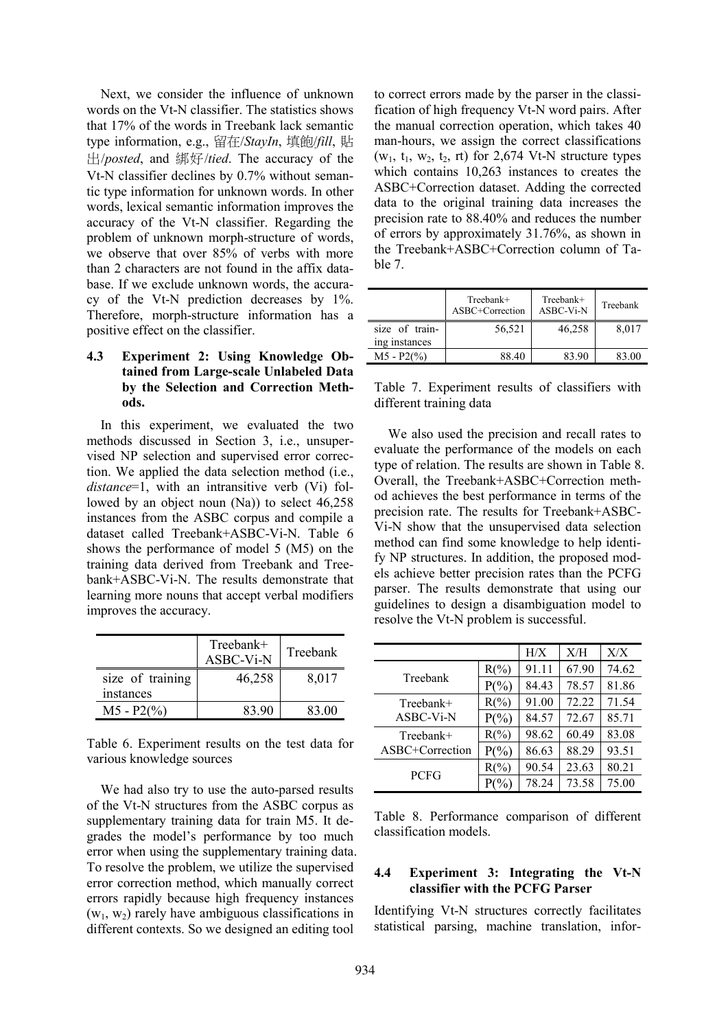Next, we consider the influence of unknown words on the Vt-N classifier. The statistics shows that 17% of the words in Treebank lack semantic type information, e.g., 留在/*StayIn*, 填飽/*fill*, 貼出/*posted*, and 綁好/*tied*. The accuracy of the Vt-N classifier declines by 0.7% without semantic type information for unknown words. In other words, lexical semantic information improves the accuracy of the Vt-N classifier. Regarding the problem of unknown morph-structure of words, we observe that over 85% of verbs with more than 2 characters are not found in the affix database. If we exclude unknown words, the accuracy of the Vt-N prediction decreases by 1%. Therefore, morph-structure information has a positive effect on the classifier.

### 4.3 Experiment 2: Using Knowledge Obtained from Large-scale Unlabeled Data by the Selection and Correction Methods.

In this experiment, we evaluated the two methods discussed in Section 3, i.e., unsupervised NP selection and supervised error correction. We applied the data selection method (i.e., *distance*=1, with an intransitive verb (Vi) followed by an object noun (Na)) to select 46,258 instances from the ASBC corpus and compile a dataset called Treebank+ASBC-Vi-N. Table 6 shows the performance of model 5 (M5) on the training data derived from Treebank and Treebank+ASBC-Vi-N. The results demonstrate that learning more nouns that accept verbal modifiers improves the accuracy.

| | Treebank+ ASBC-Vi-N | Treebank |
|---|---|---|
| size of training instances | 46,258 | 8,017 |
| M5 - P2(%) | 83.90 | 83.00 |

Table 6. Experiment results on the test data for various knowledge sources

We had also try to use the auto-parsed results of the Vt-N structures from the ASBC corpus as supplementary training data for train M5. It degrades the model's performance by too much error when using the supplementary training data. To resolve the problem, we utilize the supervised error correction method, which manually correct errors rapidly because high frequency instances ($w_1$, $w_2$) rarely have ambiguous classifications in different contexts. So we designed an editing tool to correct errors made by the parser in the classification of high frequency Vt-N word pairs. After the manual correction operation, which takes 40 man-hours, we assign the correct classifications ($w_1$, $t_1$, $w_2$, $t_2$, rt) for 2,674 Vt-N structure types which contains 10,263 instances to creates the ASBC+Correction dataset. Adding the corrected data to the original training data increases the precision rate to 88.40% and reduces the number of errors by approximately 31.76%, as shown in the Treebank+ASBC+Correction column of Table 7.

| | Treebank+ ASBC+Correction | Treebank+ ASBC-Vi-N | Treebank |
|---|---|---|---|
| size of training instances | 56,521 | 46,258 | 8,017 |
| M5 - P2(%) | 88.40 | 83.90 | 83.00 |

Table 7. Experiment results of classifiers with different training data

We also used the precision and recall rates to evaluate the performance of the models on each type of relation. The results are shown in Table 8. Overall, the Treebank+ASBC+Correction method achieves the best performance in terms of the precision rate. The results for Treebank+ASBC-Vi-N show that the unsupervised data selection method can find some knowledge to help identify NP structures. In addition, the proposed models achieve better precision rates than the PCFG parser. The results demonstrate that using our guidelines to design a disambiguation model to resolve the Vt-N problem is successful.

| | | H/X | X/H | X/X |
|---|---|---|---|---|
| Treebank | R(%) | 91.11 | 67.90 | 74.62 |
| | P(%) | 84.43 | 78.57 | 81.86 |
| Treebank+ ASBC-Vi-N | R(%) | 91.00 | 72.22 | 71.54 |
| | P(%) | 84.57 | 72.67 | 85.71 |
| Treebank+ ASBC+Correction | R(%) | 98.62 | 60.49 | 83.08 |
| | P(%) | 86.63 | 88.29 | 93.51 |
| PCFG | R(%) | 90.54 | 23.63 | 80.21 |
| | P(%) | 78.24 | 73.58 | 75.00 |

Table 8. Performance comparison of different classification models.

### 4.4 Experiment 3: Integrating the Vt-N classifier with the PCFG Parser

Identifying Vt-N structures correctly facilitates statistical parsing, machine translation, infor-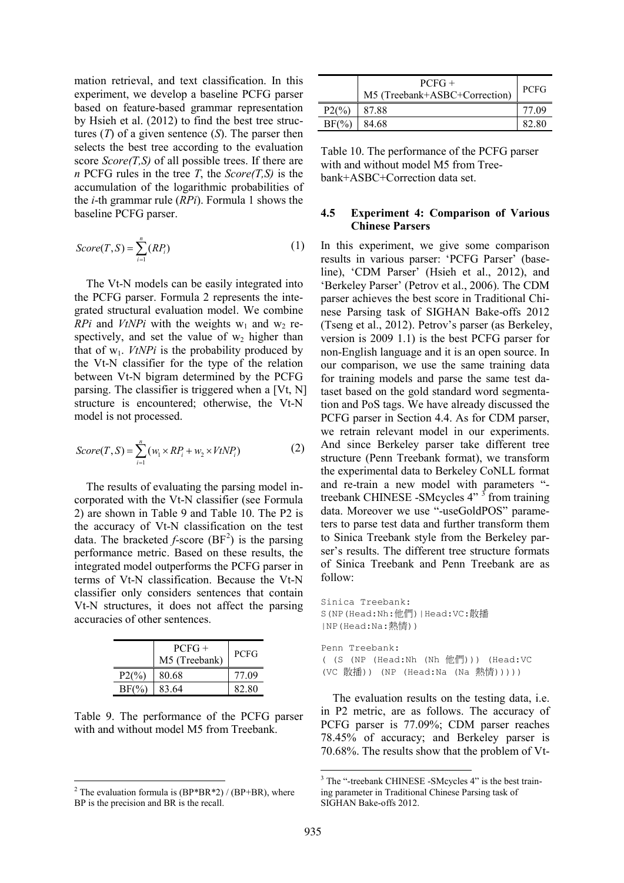mation retrieval, and text classification. In this experiment, we develop a baseline PCFG parser based on feature-based grammar representation by Hsieh et al. (2012) to find the best tree structures (*T*) of a given sentence (*S*). The parser then selects the best tree according to the evaluation score *Score(T,S)* of all possible trees. If there are *n* PCFG rules in the tree *T*, the *Score(T,S)* is the accumulation of the logarithmic probabilities of the *i*-th grammar rule (*RPi*). Formula 1 shows the baseline PCFG parser.

$$Score(T,S) = \sum_{i=1}^{n}(RP_i) \tag{1}$$

The Vt-N models can be easily integrated into the PCFG parser. Formula 2 represents the integrated structural evaluation model. We combine *RPi* and *VtNPi* with the weights $w_1$ and $w_2$ respectively, and set the value of $w_2$ higher than that of $w_1$. *VtNPi* is the probability produced by the Vt-N classifier for the type of the relation between Vt-N bigram determined by the PCFG parsing. The classifier is triggered when a [Vt, N] structure is encountered; otherwise, the Vt-N model is not processed.

$$Score(T,S) = \sum_{i=1}^{n}(w_1 \times RP_i + w_2 \times VtNP_i) \tag{2}$$

The results of evaluating the parsing model incorporated with the Vt-N classifier (see Formula 2) are shown in Table 9 and Table 10. The P2 is the accuracy of Vt-N classification on the test data. The bracketed *f*-score (BF[2]) is the parsing performance metric. Based on these results, the integrated model outperforms the PCFG parser in terms of Vt-N classification. Because the Vt-N classifier only considers sentences that contain Vt-N structures, it does not affect the parsing accuracies of other sentences.

| | PCFG + M5 (Treebank) | PCFG |
|---|---|---|
| P2(%) | 80.68 | 77.09 |
| BF(%) | 83.64 | 82.80 |

Table 9. The performance of the PCFG parser with and without model M5 from Treebank.

| | PCFG + M5 (Treebank+ASBC+Correction) | PCFG |
|---|---|---|
| P2(%) | 87.88 | 77.09 |
| BF(%) | 84.68 | 82.80 |

Table 10. The performance of the PCFG parser with and without model M5 from Treebank+ASBC+Correction data set.

### 4.5 Experiment 4: Comparison of Various Chinese Parsers

In this experiment, we give some comparison results in various parser: 'PCFG Parser' (baseline), 'CDM Parser' (Hsieh et al., 2012), and 'Berkeley Parser' (Petrov et al., 2006). The CDM parser achieves the best score in Traditional Chinese Parsing task of SIGHAN Bake-offs 2012 (Tseng et al., 2012). Petrov's parser (as Berkeley, version is 2009 1.1) is the best PCFG parser for non-English language and it is an open source. In our comparison, we use the same training data for training models and parse the same test dataset based on the gold standard word segmentation and PoS tags. We have already discussed the PCFG parser in Section 4.4. As for CDM parser, we retrain relevant model in our experiments. And since Berkeley parser take different tree structure (Penn Treebank format), we transform the experimental data to Berkeley CoNLL format and re-train a new model with parameters "-treebank CHINESE -SMcycles 4" [3] from training data. Moreover we use "-useGoldPOS" parameters to parse test data and further transform them to Sinica Treebank style from the Berkeley parser's results. The different tree structure formats of Sinica Treebank and Penn Treebank are as follow:

```
Sinica Treebank:
S(NP(Head:Nh:他們)|Head:VC:散播
|NP(Head:Na:熱情))

Penn Treebank:
( (S (NP (Head:Nh (Nh 他們))) (Head:VC
(VC 散播)) (NP (Head:Na (Na 熱情)))))
```

The evaluation results on the testing data, i.e. in P2 metric, are as follows. The accuracy of PCFG parser is 77.09%; CDM parser reaches 78.45% of accuracy; and Berkeley parser is 70.68%. The results show that the problem of Vt-

---

[2] The evaluation formula is (BP\*BR\*2) / (BP+BR), where BP is the precision and BR is the recall.

[3] The "-treebank CHINESE -SMcycles 4" is the best training parameter in Traditional Chinese Parsing task of SIGHAN Bake-offs 2012.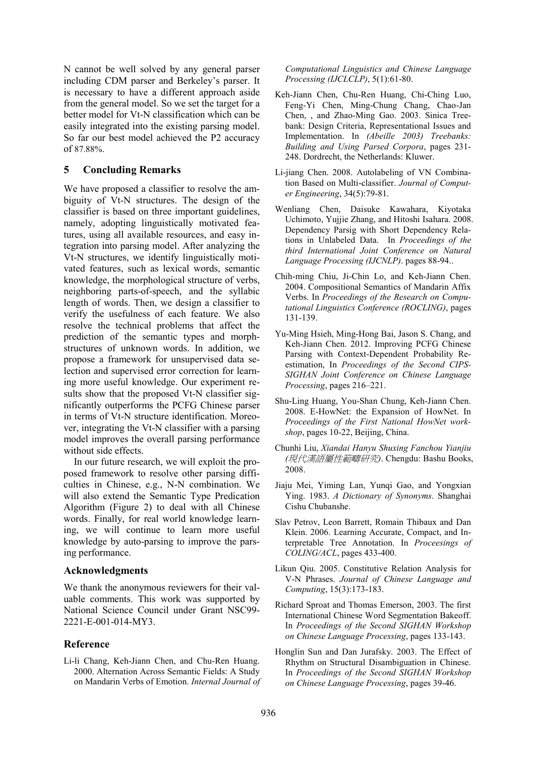N cannot be well solved by any general parser including CDM parser and Berkeley's parser. It is necessary to have a different approach aside from the general model. So we set the target for a better model for Vt-N classification which can be easily integrated into the existing parsing model. So far our best model achieved the P2 accuracy of 87.88%.

## 5 Concluding Remarks

We have proposed a classifier to resolve the ambiguity of Vt-N structures. The design of the classifier is based on three important guidelines, namely, adopting linguistically motivated features, using all available resources, and easy integration into parsing model. After analyzing the Vt-N structures, we identify linguistically motivated features, such as lexical words, semantic knowledge, the morphological structure of verbs, neighboring parts-of-speech, and the syllabic length of words. Then, we design a classifier to verify the usefulness of each feature. We also resolve the technical problems that affect the prediction of the semantic types and morph-structures of unknown words. In addition, we propose a framework for unsupervised data selection and supervised error correction for learning more useful knowledge. Our experiment results show that the proposed Vt-N classifier significantly outperforms the PCFG Chinese parser in terms of Vt-N structure identification. Moreover, integrating the Vt-N classifier with a parsing model improves the overall parsing performance without side effects.

In our future research, we will exploit the proposed framework to resolve other parsing difficulties in Chinese, e.g., N-N combination. We will also extend the Semantic Type Predication Algorithm (Figure 2) to deal with all Chinese words. Finally, for real world knowledge learning, we will continue to learn more useful knowledge by auto-parsing to improve the parsing performance.

## Acknowledgments

We thank the anonymous reviewers for their valuable comments. This work was supported by National Science Council under Grant NSC99-2221-E-001-014-MY3.

## Reference

Li-li Chang, Keh-Jiann Chen, and Chu-Ren Huang. 2000. Alternation Across Semantic Fields: A Study on Mandarin Verbs of Emotion. *Internal Journal of Computational Linguistics and Chinese Language Processing (IJCLCLP)*, 5(1):61-80.

Keh-Jiann Chen, Chu-Ren Huang, Chi-Ching Luo, Feng-Yi Chen, Ming-Chung Chang, Chao-Jan Chen, , and Zhao-Ming Gao. 2003. Sinica Treebank: Design Criteria, Representational Issues and Implementation. In *(Abeille 2003) Treebanks: Building and Using Parsed Corpora*, pages 231-248. Dordrecht, the Netherlands: Kluwer.

Li-jiang Chen. 2008. Autolabeling of VN Combination Based on Multi-classifier. *Journal of Computer Engineering*, 34(5):79-81.

Wenliang Chen, Daisuke Kawahara, Kiyotaka Uchimoto, Yujjie Zhang, and Hitoshi Isahara. 2008. Dependency Parsig with Short Dependency Relations in Unlabeled Data. In *Proceedings of the third International Joint Conference on Natural Language Processing (IJCNLP)*. pages 88-94..

Chih-ming Chiu, Ji-Chin Lo, and Keh-Jiann Chen. 2004. Compositional Semantics of Mandarin Affix Verbs. In *Proceedings of the Research on Computational Linguistics Conference (ROCLING)*, pages 131-139.

Yu-Ming Hsieh, Ming-Hong Bai, Jason S. Chang, and Keh-Jiann Chen. 2012. Improving PCFG Chinese Parsing with Context-Dependent Probability Reestimation, In *Proceedings of the Second CIPS-SIGHAN Joint Conference on Chinese Language Processing*, pages 216–221.

Shu-Ling Huang, You-Shan Chung, Keh-Jiann Chen. 2008. E-HowNet: the Expansion of HowNet. In *Proceedings of the First National HowNet workshop*, pages 10-22, Beijing, China.

Chunhi Liu, *Xiandai Hanyu Shuxing Fanchou Yianjiu (現代漢語屬性範疇研究)*. Chengdu: Bashu Books, 2008.

Jiaju Mei, Yiming Lan, Yunqi Gao, and Yongxian Ying. 1983. *A Dictionary of Synonyms*. Shanghai Cishu Chubanshe.

Slav Petrov, Leon Barrett, Romain Thibaux and Dan Klein. 2006. Learning Accurate, Compact, and Interpretable Tree Annotation. In *Proceesings of COLING/ACL*, pages 433-400.

Likun Qiu. 2005. Constitutive Relation Analysis for V-N Phrases. *Journal of Chinese Language and Computing*, 15(3):173-183.

Richard Sproat and Thomas Emerson, 2003. The first International Chinese Word Segmentation Bakeoff. In *Proceedings of the Second SIGHAN Workshop on Chinese Language Processing*, pages 133-143.

Honglin Sun and Dan Jurafsky. 2003. The Effect of Rhythm on Structural Disambiguation in Chinese. In *Proceedings of the Second SIGHAN Workshop on Chinese Language Processing*, pages 39-46.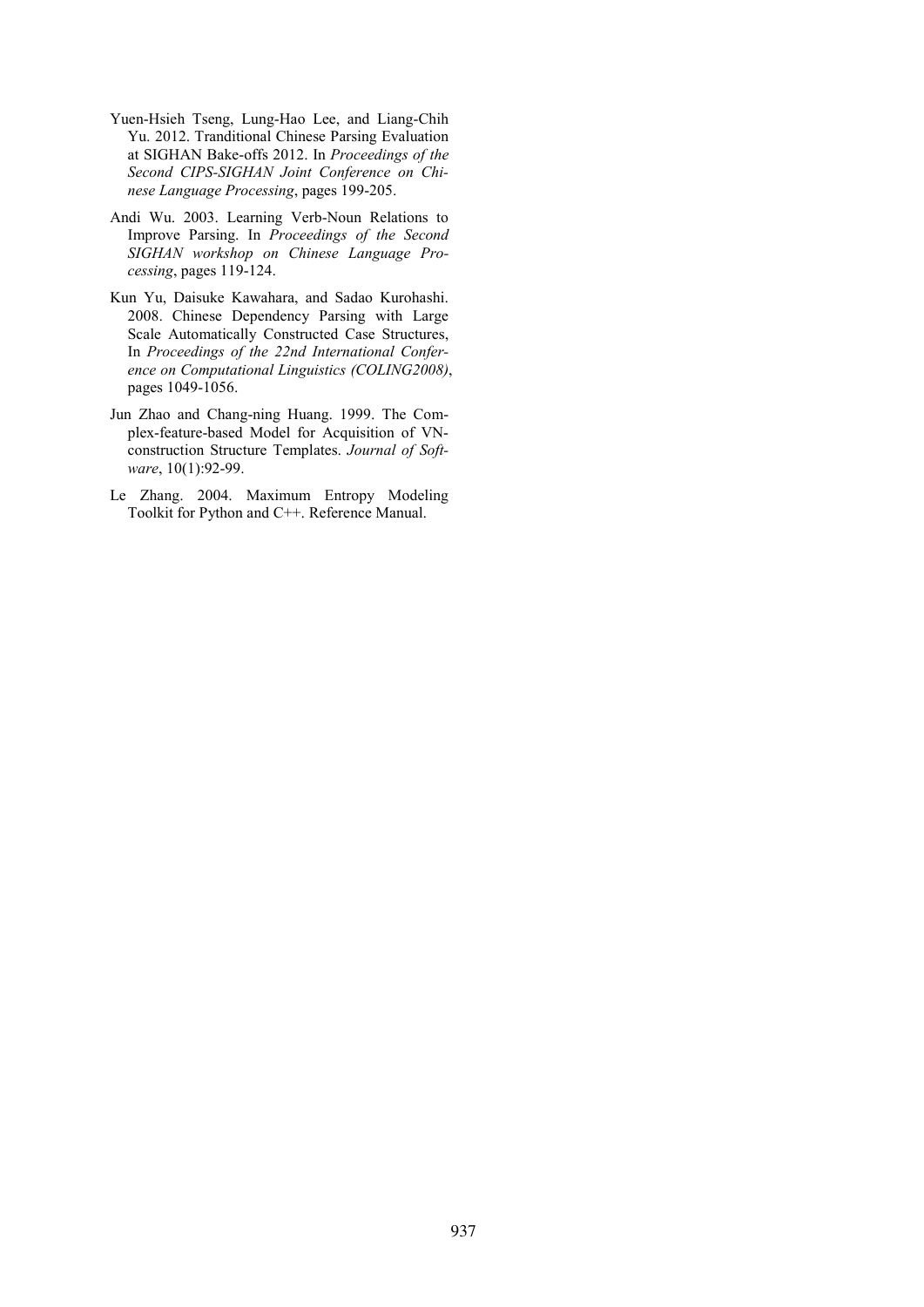Yuen-Hsieh Tseng, Lung-Hao Lee, and Liang-Chih Yu. 2012. Tranditional Chinese Parsing Evaluation at SIGHAN Bake-offs 2012. In *Proceedings of the Second CIPS-SIGHAN Joint Conference on Chinese Language Processing*, pages 199-205.

Andi Wu. 2003. Learning Verb-Noun Relations to Improve Parsing. In *Proceedings of the Second SIGHAN workshop on Chinese Language Processing*, pages 119-124.

Kun Yu, Daisuke Kawahara, and Sadao Kurohashi. 2008. Chinese Dependency Parsing with Large Scale Automatically Constructed Case Structures, In *Proceedings of the 22nd International Conference on Computational Linguistics (COLING2008)*, pages 1049-1056.

Jun Zhao and Chang-ning Huang. 1999. The Complex-feature-based Model for Acquisition of VN-construction Structure Templates. *Journal of Software*, 10(1):92-99.

Le Zhang. 2004. Maximum Entropy Modeling Toolkit for Python and C++. Reference Manual.